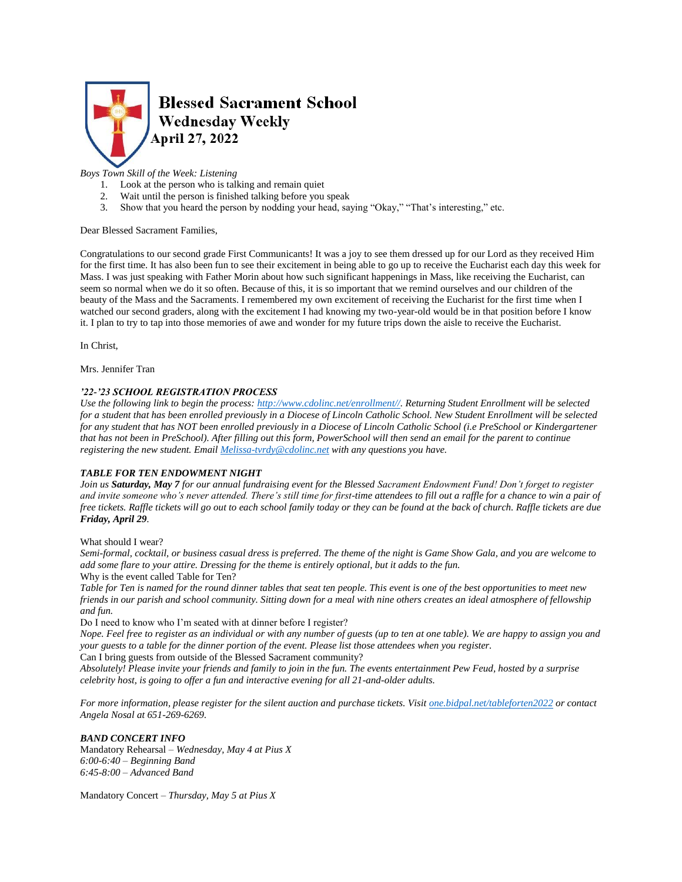# Blessed Sacrament School
## Wednesday Weekly
### April 27, 2022

*Boys Town Skill of the Week: Listening*

1. Look at the person who is talking and remain quiet
2. Wait until the person is finished talking before you speak
3. Show that you heard the person by nodding your head, saying "Okay," "That's interesting," etc.

Dear Blessed Sacrament Families,

Congratulations to our second grade First Communicants! It was a joy to see them dressed up for our Lord as they received Him for the first time. It has also been fun to see their excitement in being able to go up to receive the Eucharist each day this week for Mass. I was just speaking with Father Morin about how such significant happenings in Mass, like receiving the Eucharist, can seem so normal when we do it so often. Because of this, it is so important that we remind ourselves and our children of the beauty of the Mass and the Sacraments. I remembered my own excitement of receiving the Eucharist for the first time when I watched our second graders, along with the excitement I had knowing my two-year-old would be in that position before I know it. I plan to try to tap into those memories of awe and wonder for my future trips down the aisle to receive the Eucharist.

In Christ,

Mrs. Jennifer Tran

***'22-'23 SCHOOL REGISTRATION PROCESS***

*Use the following link to begin the process: [http://www.cdolinc.net/enrollment//](http://www.cdolinc.net/enrollment//). Returning Student Enrollment will be selected for a student that has been enrolled previously in a Diocese of Lincoln Catholic School. New Student Enrollment will be selected for any student that has NOT been enrolled previously in a Diocese of Lincoln Catholic School (i.e PreSchool or Kindergartener that has not been in PreSchool). After filling out this form, PowerSchool will then send an email for the parent to continue registering the new student. Email [Melissa-tvrdy@cdolinc.net](mailto:Melissa-tvrdy@cdolinc.net) with any questions you have.*

***TABLE FOR TEN ENDOWMENT NIGHT***

*Join us **Saturday, May 7** for our annual fundraising event for the Blessed Sacrament Endowment Fund! Don't forget to register and invite someone who's never attended. There's still time for first-time attendees to fill out a raffle for a chance to win a pair of free tickets. Raffle tickets will go out to each school family today or they can be found at the back of church. Raffle tickets are due **Friday, April 29**.*

What should I wear?

*Semi-formal, cocktail, or business casual dress is preferred. The theme of the night is Game Show Gala, and you are welcome to add some flare to your attire. Dressing for the theme is entirely optional, but it adds to the fun.*

Why is the event called Table for Ten?

*Table for Ten is named for the round dinner tables that seat ten people. This event is one of the best opportunities to meet new friends in our parish and school community. Sitting down for a meal with nine others creates an ideal atmosphere of fellowship and fun.*

Do I need to know who I'm seated with at dinner before I register?

*Nope. Feel free to register as an individual or with any number of guests (up to ten at one table). We are happy to assign you and your guests to a table for the dinner portion of the event. Please list those attendees when you register.*

Can I bring guests from outside of the Blessed Sacrament community?

*Absolutely! Please invite your friends and family to join in the fun. The events entertainment Pew Feud, hosted by a surprise celebrity host, is going to offer a fun and interactive evening for all 21-and-older adults.*

*For more information, please register for the silent auction and purchase tickets. Visit [one.bidpal.net/tableforten2022](one.bidpal.net/tableforten2022) or contact Angela Nosal at 651-269-6269.*

***BAND CONCERT INFO***

Mandatory Rehearsal – *Wednesday, May 4 at Pius X*
*6:00-6:40 – Beginning Band*
*6:45-8:00 – Advanced Band*

Mandatory Concert – *Thursday, May 5 at Pius X*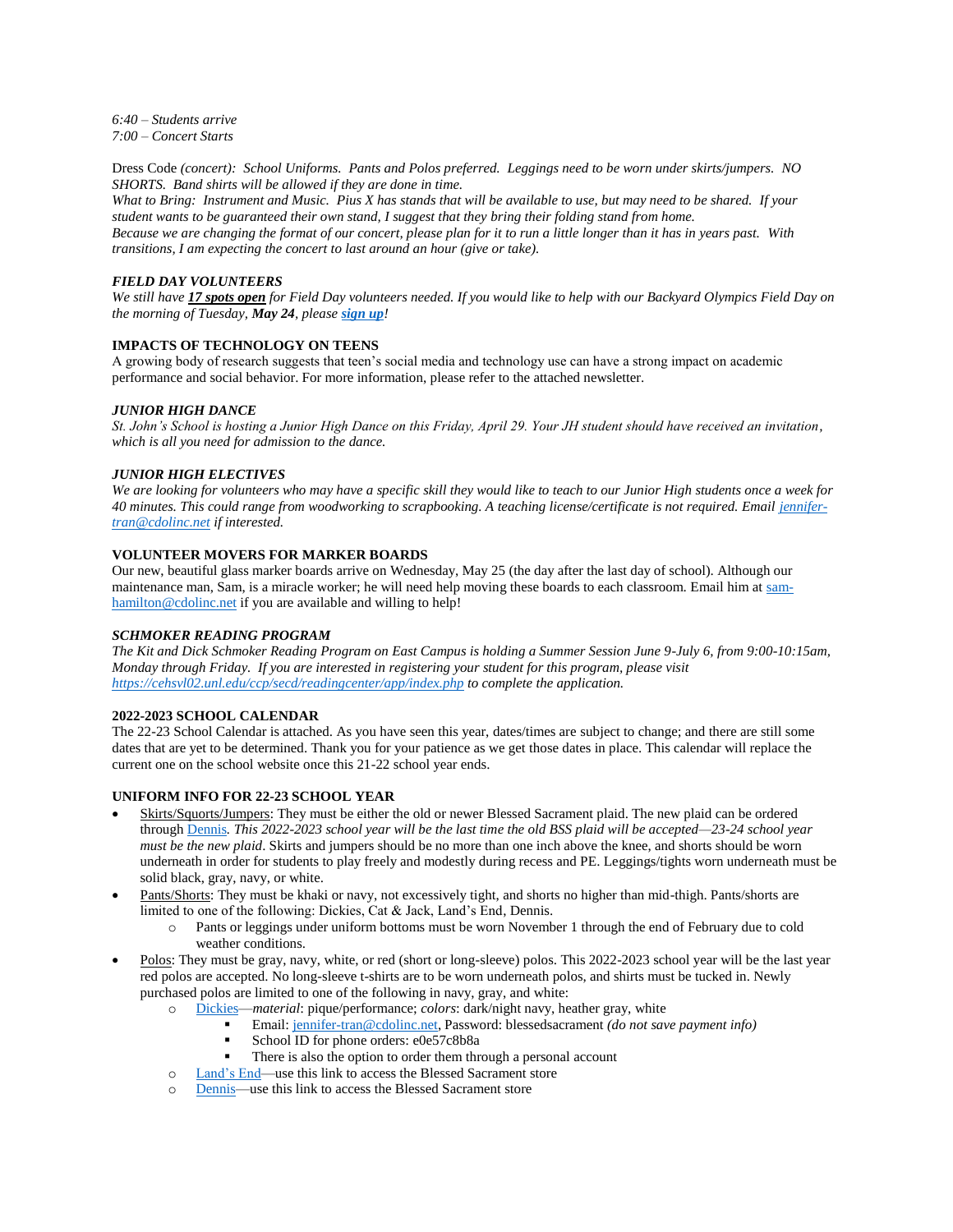*6:40 – Students arrive*
*7:00 – Concert Starts*

Dress Code *(concert): School Uniforms. Pants and Polos preferred. Leggings need to be worn under skirts/jumpers. NO SHORTS. Band shirts will be allowed if they are done in time.*
*What to Bring: Instrument and Music. Pius X has stands that will be available to use, but may need to be shared. If your student wants to be guaranteed their own stand, I suggest that they bring their folding stand from home.*
*Because we are changing the format of our concert, please plan for it to run a little longer than it has in years past. With transitions, I am expecting the concert to last around an hour (give or take).*

### ***FIELD DAY VOLUNTEERS***

*We still have **17 spots open** for Field Day volunteers needed. If you would like to help with our Backyard Olympics Field Day on the morning of Tuesday, **May 24**, please **sign up**!*

### **IMPACTS OF TECHNOLOGY ON TEENS**

A growing body of research suggests that teen's social media and technology use can have a strong impact on academic performance and social behavior. For more information, please refer to the attached newsletter.

### ***JUNIOR HIGH DANCE***

*St. John's School is hosting a Junior High Dance on this Friday, April 29. Your JH student should have received an invitation, which is all you need for admission to the dance.*

### ***JUNIOR HIGH ELECTIVES***

*We are looking for volunteers who may have a specific skill they would like to teach to our Junior High students once a week for 40 minutes. This could range from woodworking to scrapbooking. A teaching license/certificate is not required. Email jennifer-tran@cdolinc.net if interested.*

### **VOLUNTEER MOVERS FOR MARKER BOARDS**

Our new, beautiful glass marker boards arrive on Wednesday, May 25 (the day after the last day of school). Although our maintenance man, Sam, is a miracle worker; he will need help moving these boards to each classroom. Email him at sam-hamilton@cdolinc.net if you are available and willing to help!

### ***SCHMOKER READING PROGRAM***

*The Kit and Dick Schmoker Reading Program on East Campus is holding a Summer Session June 9-July 6, from 9:00-10:15am, Monday through Friday. If you are interested in registering your student for this program, please visit https://cehsvl02.unl.edu/ccp/secd/readingcenter/app/index.php to complete the application.*

### **2022-2023 SCHOOL CALENDAR**

The 22-23 School Calendar is attached. As you have seen this year, dates/times are subject to change; and there are still some dates that are yet to be determined. Thank you for your patience as we get those dates in place. This calendar will replace the current one on the school website once this 21-22 school year ends.

### **UNIFORM INFO FOR 22-23 SCHOOL YEAR**

- Skirts/Squorts/Jumpers: They must be either the old or newer Blessed Sacrament plaid. The new plaid can be ordered through Dennis. *This 2022-2023 school year will be the last time the old BSS plaid will be accepted—23-24 school year must be the new plaid*. Skirts and jumpers should be no more than one inch above the knee, and shorts should be worn underneath in order for students to play freely and modestly during recess and PE. Leggings/tights worn underneath must be solid black, gray, navy, or white.
- Pants/Shorts: They must be khaki or navy, not excessively tight, and shorts no higher than mid-thigh. Pants/shorts are limited to one of the following: Dickies, Cat & Jack, Land's End, Dennis.
  - Pants or leggings under uniform bottoms must be worn November 1 through the end of February due to cold weather conditions.
- Polos: They must be gray, navy, white, or red (short or long-sleeve) polos. This 2022-2023 school year will be the last year red polos are accepted. No long-sleeve t-shirts are to be worn underneath polos, and shirts must be tucked in. Newly purchased polos are limited to one of the following in navy, gray, and white:
  - Dickies—*material*: pique/performance; *colors*: dark/night navy, heather gray, white
    - Email: jennifer-tran@cdolinc.net, Password: blessedsacrament *(do not save payment info)*
    - School ID for phone orders: e0e57c8b8a
    - There is also the option to order them through a personal account
  - Land's End—use this link to access the Blessed Sacrament store
  - Dennis—use this link to access the Blessed Sacrament store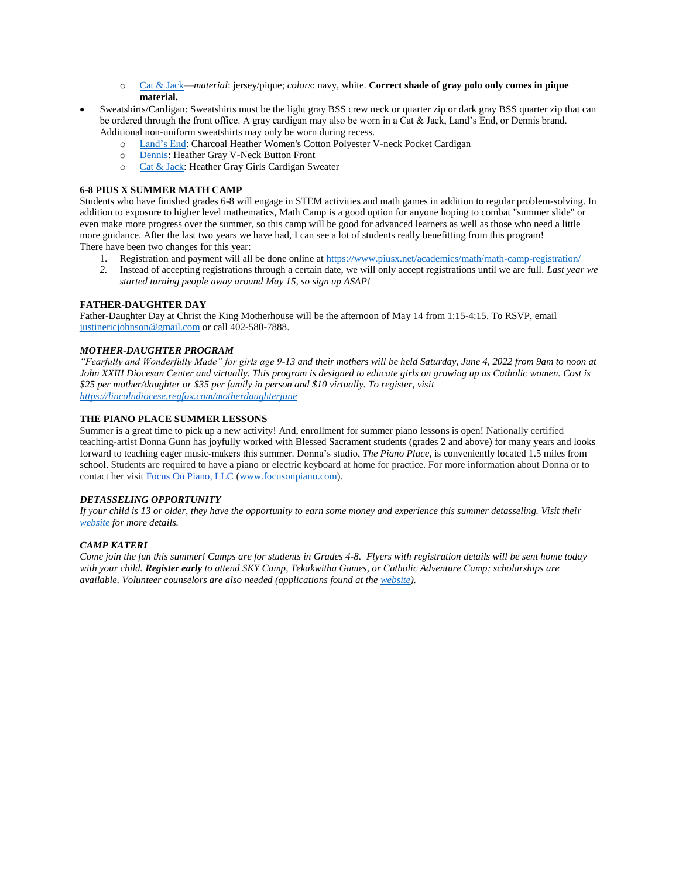- [Cat & Jack](#)—*material*: jersey/pique; *colors*: navy, white. **Correct shade of gray polo only comes in pique material.**

- Sweatshirts/Cardigan: Sweatshirts must be the light gray BSS crew neck or quarter zip or dark gray BSS quarter zip that can be ordered through the front office. A gray cardigan may also be worn in a Cat & Jack, Land's End, or Dennis brand. Additional non-uniform sweatshirts may only be worn during recess.
    - [Land's End](#): Charcoal Heather Women's Cotton Polyester V-neck Pocket Cardigan
    - [Dennis](#): Heather Gray V-Neck Button Front
    - [Cat & Jack](#): Heather Gray Girls Cardigan Sweater

**6-8 PIUS X SUMMER MATH CAMP**

Students who have finished grades 6-8 will engage in STEM activities and math games in addition to regular problem-solving. In addition to exposure to higher level mathematics, Math Camp is a good option for anyone hoping to combat "summer slide" or even make more progress over the summer, so this camp will be good for advanced learners as well as those who need a little more guidance. After the last two years we have had, I can see a lot of students really benefitting from this program!

There have been two changes for this year:

1. Registration and payment will all be done online at https://www.piusx.net/academics/math/math-camp-registration/
2. Instead of accepting registrations through a certain date, we will only accept registrations until we are full. *Last year we started turning people away around May 15, so sign up ASAP!*

**FATHER-DAUGHTER DAY**

Father-Daughter Day at Christ the King Motherhouse will be the afternoon of May 14 from 1:15-4:15. To RSVP, email justinericjohnson@gmail.com or call 402-580-7888.

***MOTHER-DAUGHTER PROGRAM***

*"Fearfully and Wonderfully Made" for girls age 9-13 and their mothers will be held Saturday, June 4, 2022 from 9am to noon at John XXIII Diocesan Center and virtually. This program is designed to educate girls on growing up as Catholic women. Cost is $25 per mother/daughter or $35 per family in person and $10 virtually. To register, visit https://lincolndiocese.regfox.com/motherdaughterjune*

**THE PIANO PLACE SUMMER LESSONS**

Summer is a great time to pick up a new activity! And, enrollment for summer piano lessons is open! Nationally certified teaching-artist Donna Gunn has joyfully worked with Blessed Sacrament students (grades 2 and above) for many years and looks forward to teaching eager music-makers this summer. Donna's studio, *The Piano Place*, is conveniently located 1.5 miles from school. Students are required to have a piano or electric keyboard at home for practice. For more information about Donna or to contact her visit [Focus On Piano, LLC](#) (www.focusonpiano.com).

***DETASSELING OPPORTUNITY***

*If your child is 13 or older, they have the opportunity to earn some money and experience this summer detasseling. Visit their [website](#) for more details.*

***CAMP KATERI***

*Come join the fun this summer! Camps are for students in Grades 4-8. Flyers with registration details will be sent home today with your child.* ***Register early*** *to attend SKY Camp, Tekakwitha Games, or Catholic Adventure Camp; scholarships are available. Volunteer counselors are also needed (applications found at the [website](#)).*